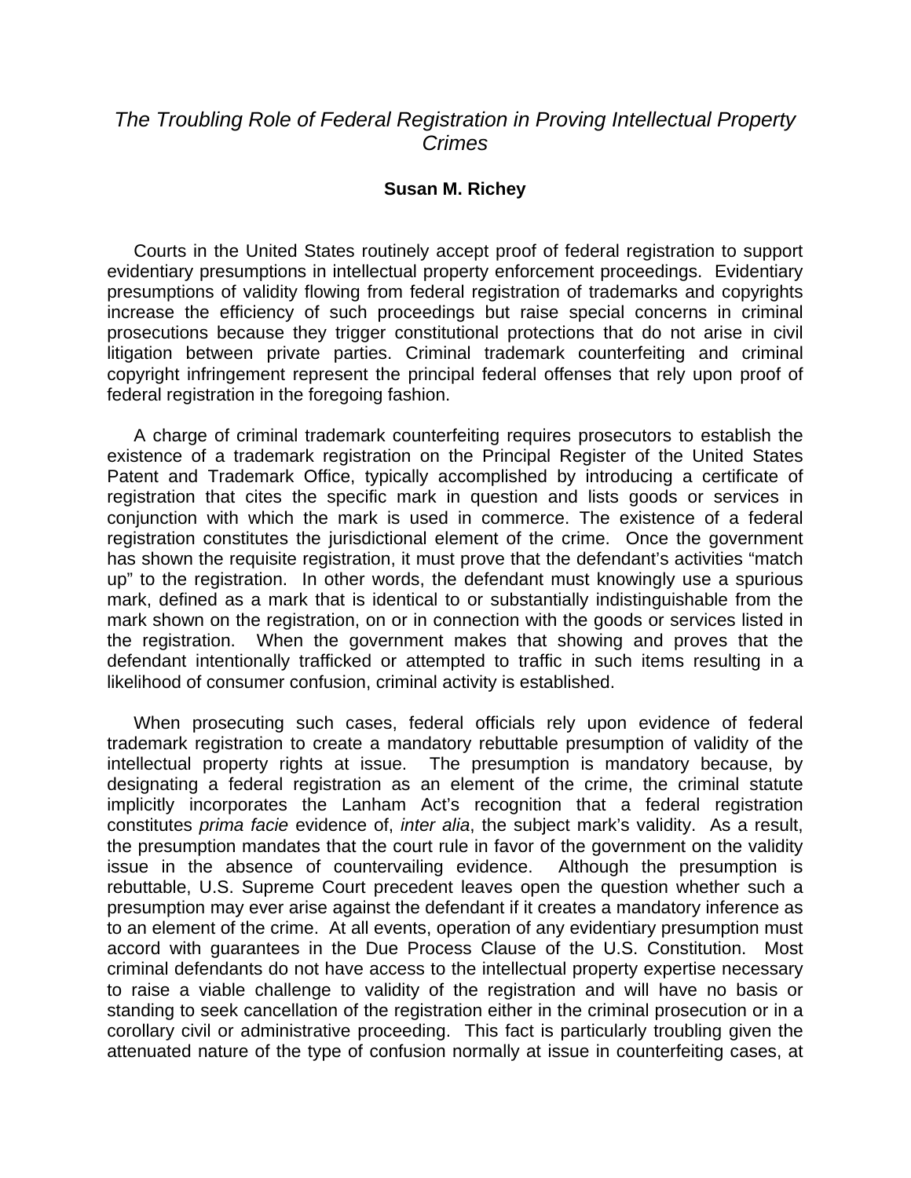# *The Troubling Role of Federal Registration in Proving Intellectual Property Crimes*

**Susan M. Richey**

Courts in the United States routinely accept proof of federal registration to support evidentiary presumptions in intellectual property enforcement proceedings. Evidentiary presumptions of validity flowing from federal registration of trademarks and copyrights increase the efficiency of such proceedings but raise special concerns in criminal prosecutions because they trigger constitutional protections that do not arise in civil litigation between private parties. Criminal trademark counterfeiting and criminal copyright infringement represent the principal federal offenses that rely upon proof of federal registration in the foregoing fashion.

A charge of criminal trademark counterfeiting requires prosecutors to establish the existence of a trademark registration on the Principal Register of the United States Patent and Trademark Office, typically accomplished by introducing a certificate of registration that cites the specific mark in question and lists goods or services in conjunction with which the mark is used in commerce. The existence of a federal registration constitutes the jurisdictional element of the crime. Once the government has shown the requisite registration, it must prove that the defendant's activities "match up" to the registration. In other words, the defendant must knowingly use a spurious mark, defined as a mark that is identical to or substantially indistinguishable from the mark shown on the registration, on or in connection with the goods or services listed in the registration. When the government makes that showing and proves that the defendant intentionally trafficked or attempted to traffic in such items resulting in a likelihood of consumer confusion, criminal activity is established.

When prosecuting such cases, federal officials rely upon evidence of federal trademark registration to create a mandatory rebuttable presumption of validity of the intellectual property rights at issue. The presumption is mandatory because, by designating a federal registration as an element of the crime, the criminal statute implicitly incorporates the Lanham Act's recognition that a federal registration constitutes *prima facie* evidence of, *inter alia*, the subject mark's validity. As a result, the presumption mandates that the court rule in favor of the government on the validity issue in the absence of countervailing evidence. Although the presumption is rebuttable, U.S. Supreme Court precedent leaves open the question whether such a presumption may ever arise against the defendant if it creates a mandatory inference as to an element of the crime. At all events, operation of any evidentiary presumption must accord with guarantees in the Due Process Clause of the U.S. Constitution. Most criminal defendants do not have access to the intellectual property expertise necessary to raise a viable challenge to validity of the registration and will have no basis or standing to seek cancellation of the registration either in the criminal prosecution or in a corollary civil or administrative proceeding. This fact is particularly troubling given the attenuated nature of the type of confusion normally at issue in counterfeiting cases, at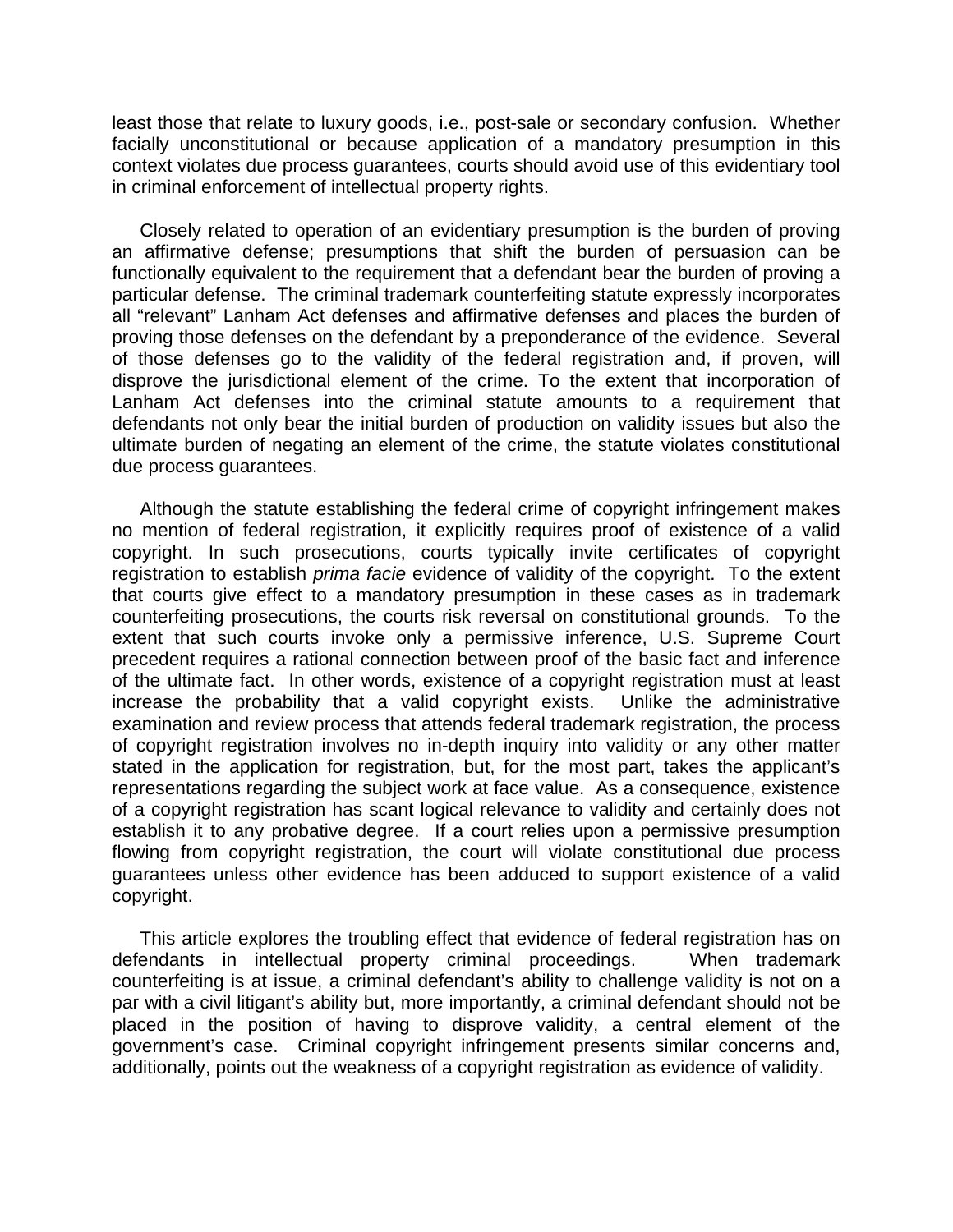least those that relate to luxury goods, i.e., post-sale or secondary confusion. Whether facially unconstitutional or because application of a mandatory presumption in this context violates due process guarantees, courts should avoid use of this evidentiary tool in criminal enforcement of intellectual property rights.

Closely related to operation of an evidentiary presumption is the burden of proving an affirmative defense; presumptions that shift the burden of persuasion can be functionally equivalent to the requirement that a defendant bear the burden of proving a particular defense. The criminal trademark counterfeiting statute expressly incorporates all "relevant" Lanham Act defenses and affirmative defenses and places the burden of proving those defenses on the defendant by a preponderance of the evidence. Several of those defenses go to the validity of the federal registration and, if proven, will disprove the jurisdictional element of the crime. To the extent that incorporation of Lanham Act defenses into the criminal statute amounts to a requirement that defendants not only bear the initial burden of production on validity issues but also the ultimate burden of negating an element of the crime, the statute violates constitutional due process guarantees.

Although the statute establishing the federal crime of copyright infringement makes no mention of federal registration, it explicitly requires proof of existence of a valid copyright. In such prosecutions, courts typically invite certificates of copyright registration to establish *prima facie* evidence of validity of the copyright. To the extent that courts give effect to a mandatory presumption in these cases as in trademark counterfeiting prosecutions, the courts risk reversal on constitutional grounds. To the extent that such courts invoke only a permissive inference, U.S. Supreme Court precedent requires a rational connection between proof of the basic fact and inference of the ultimate fact. In other words, existence of a copyright registration must at least increase the probability that a valid copyright exists. Unlike the administrative examination and review process that attends federal trademark registration, the process of copyright registration involves no in-depth inquiry into validity or any other matter stated in the application for registration, but, for the most part, takes the applicant's representations regarding the subject work at face value. As a consequence, existence of a copyright registration has scant logical relevance to validity and certainly does not establish it to any probative degree. If a court relies upon a permissive presumption flowing from copyright registration, the court will violate constitutional due process guarantees unless other evidence has been adduced to support existence of a valid copyright.

This article explores the troubling effect that evidence of federal registration has on defendants in intellectual property criminal proceedings. When trademark counterfeiting is at issue, a criminal defendant's ability to challenge validity is not on a par with a civil litigant's ability but, more importantly, a criminal defendant should not be placed in the position of having to disprove validity, a central element of the government's case. Criminal copyright infringement presents similar concerns and, additionally, points out the weakness of a copyright registration as evidence of validity.